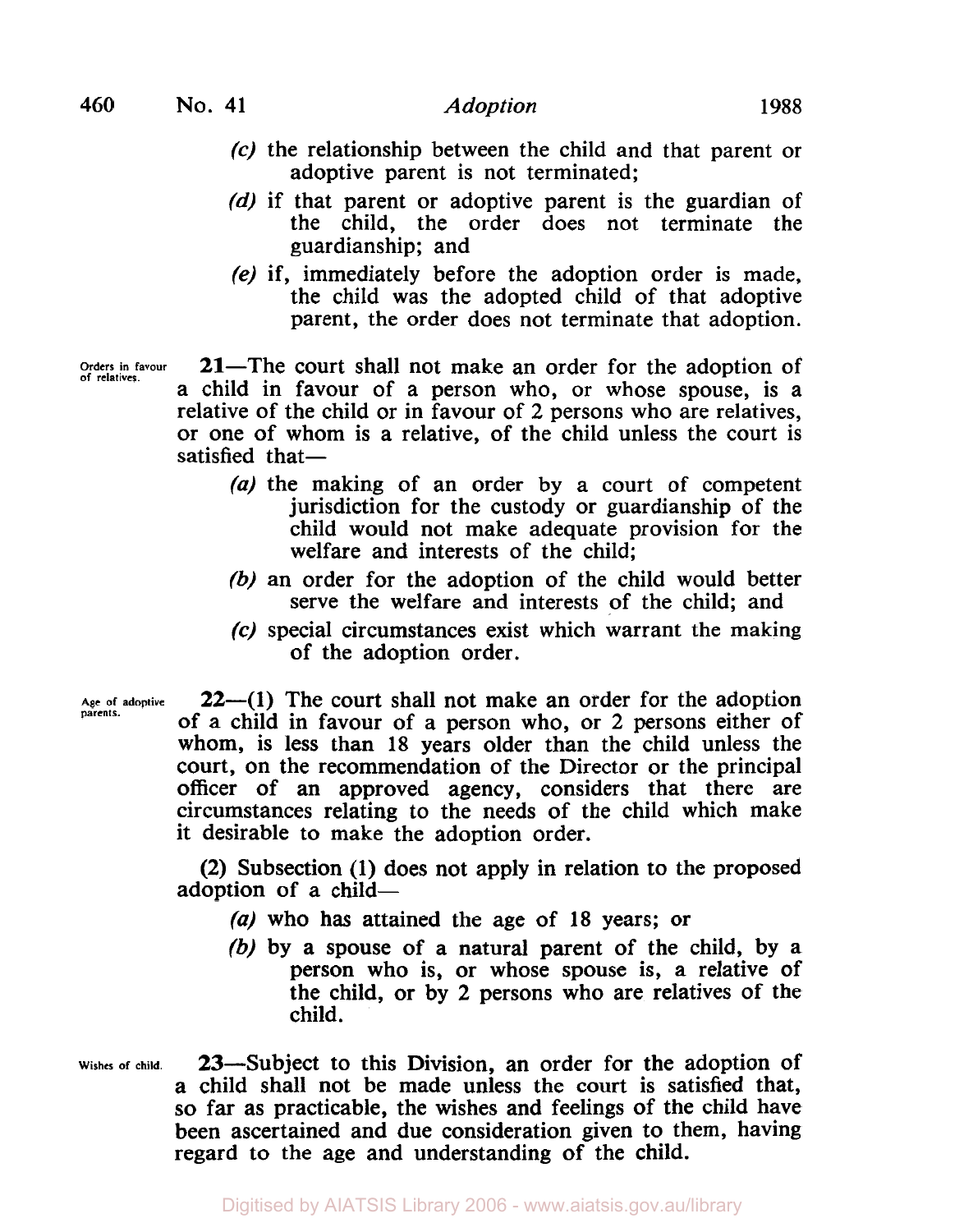(c) the relationship between the child and that parent or adoptive parent is not terminated;

(d) if that parent or adoptive parent is the guardian of the child, the order does not terminate the guardianship; and

(e) if, immediately before the adoption order is made, the child was the adopted child of that adoptive parent, the order does not terminate that adoption.

Orders in favour of relatives.

**21**—The court shall not make an order for the adoption of a child in favour of a person who, or whose spouse, is a relative of the child or in favour of 2 persons who are relatives, or one of whom is a relative, of the child unless the court is satisfied that—

(a) the making of an order by a court of competent jurisdiction for the custody or guardianship of the child would not make adequate provision for the welfare and interests of the child;

(b) an order for the adoption of the child would better serve the welfare and interests of the child; and

(c) special circumstances exist which warrant the making of the adoption order.

Age of adoptive parents.

**22**—(1) The court shall not make an order for the adoption of a child in favour of a person who, or 2 persons either of whom, is less than 18 years older than the child unless the court, on the recommendation of the Director or the principal officer of an approved agency, considers that there are circumstances relating to the needs of the child which make it desirable to make the adoption order.

(2) Subsection (1) does not apply in relation to the proposed adoption of a child—

(a) who has attained the age of 18 years; or

(b) by a spouse of a natural parent of the child, by a person who is, or whose spouse is, a relative of the child, or by 2 persons who are relatives of the child.

Wishes of child.

**23**—Subject to this Division, an order for the adoption of a child shall not be made unless the court is satisfied that, so far as practicable, the wishes and feelings of the child have been ascertained and due consideration given to them, having regard to the age and understanding of the child.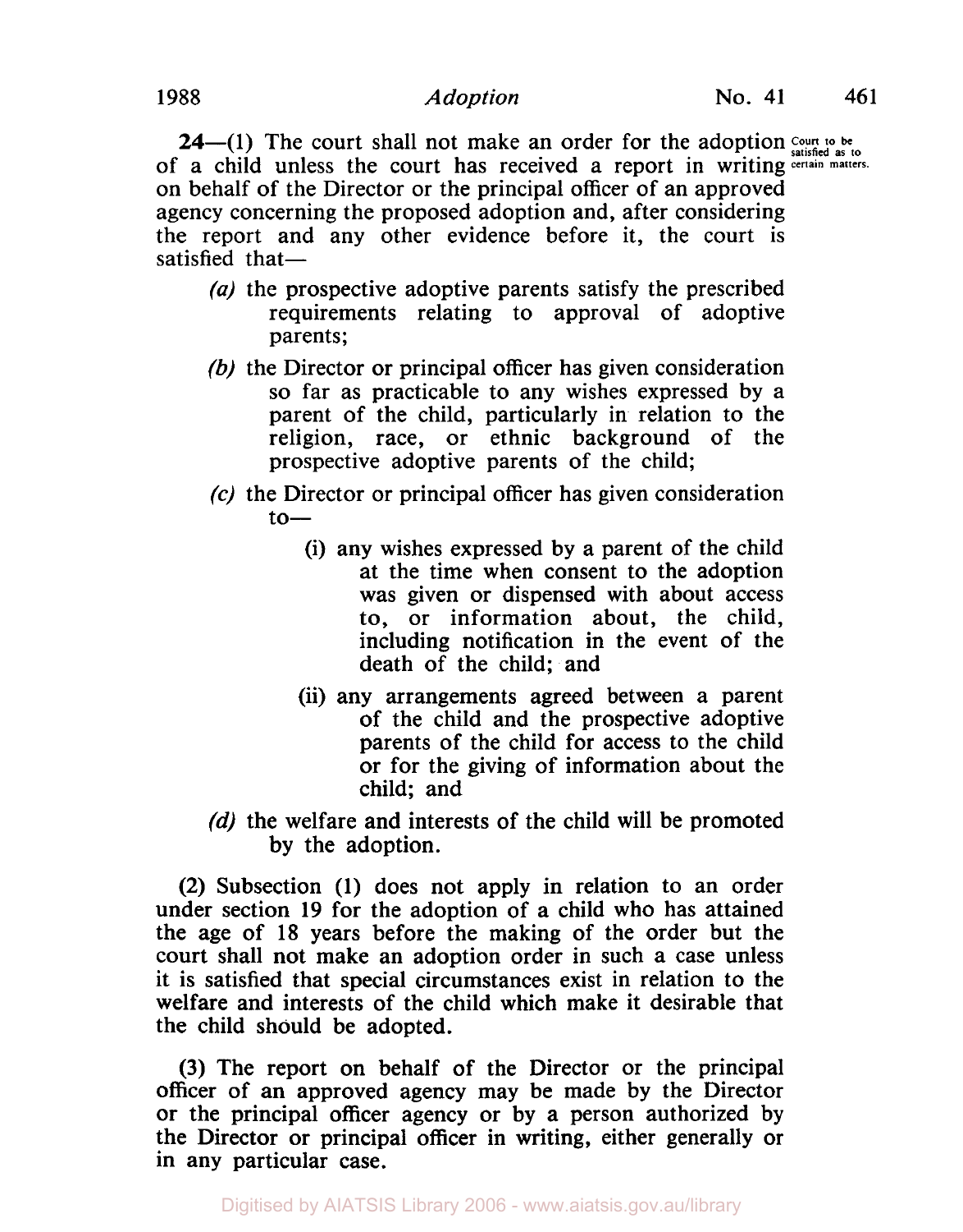**24**—(1) The court shall not make an order for the adoption of a child unless the court has received a report in writing on behalf of the Director or the principal officer of an approved agency concerning the proposed adoption and, after considering the report and any other evidence before it, the court is satisfied that—

Court to be satisfied as to certain matters.

*(a)* the prospective adoptive parents satisfy the prescribed requirements relating to approval of adoptive parents;

*(b)* the Director or principal officer has given consideration so far as practicable to any wishes expressed by a parent of the child, particularly in relation to the religion, race, or ethnic background of the prospective adoptive parents of the child;

*(c)* the Director or principal officer has given consideration to—

(i) any wishes expressed by a parent of the child at the time when consent to the adoption was given or dispensed with about access to, or information about, the child, including notification in the event of the death of the child; and

(ii) any arrangements agreed between a parent of the child and the prospective adoptive parents of the child for access to the child or for the giving of information about the child; and

*(d)* the welfare and interests of the child will be promoted by the adoption.

(2) Subsection (1) does not apply in relation to an order under section 19 for the adoption of a child who has attained the age of 18 years before the making of the order but the court shall not make an adoption order in such a case unless it is satisfied that special circumstances exist in relation to the welfare and interests of the child which make it desirable that the child should be adopted.

(3) The report on behalf of the Director or the principal officer of an approved agency may be made by the Director or the principal officer agency or by a person authorized by the Director or principal officer in writing, either generally or in any particular case.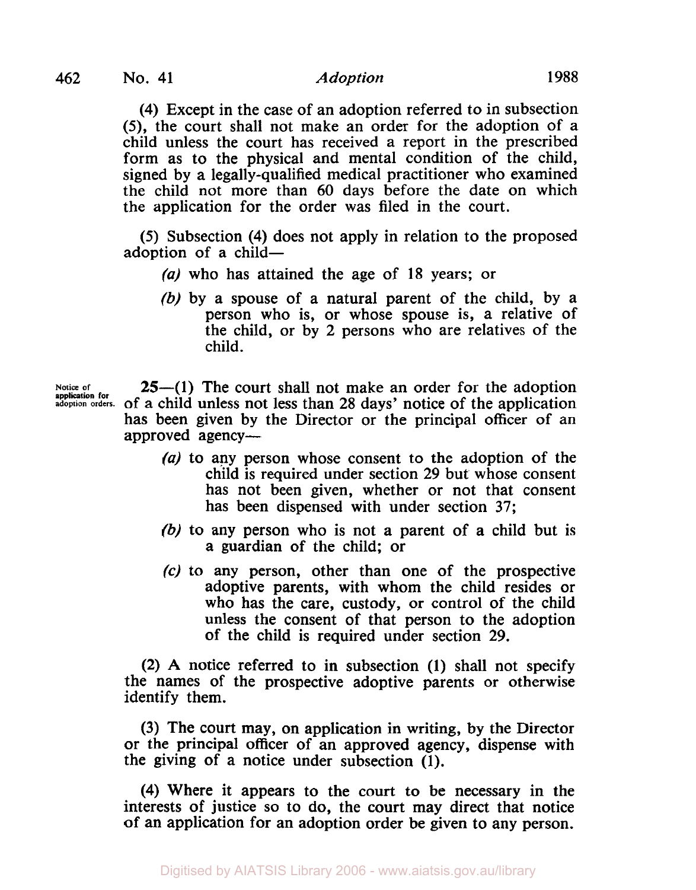(4) Except in the case of an adoption referred to in subsection (5), the court shall not make an order for the adoption of a child unless the court has received a report in the prescribed form as to the physical and mental condition of the child, signed by a legally-qualified medical practitioner who examined the child not more than 60 days before the date on which the application for the order was filed in the court.

(5) Subsection (4) does not apply in relation to the proposed adoption of a child—

*(a)* who has attained the age of 18 years; or

*(b)* by a spouse of a natural parent of the child, by a person who is, or whose spouse is, a relative of the child, or by 2 persons who are relatives of the child.

**Notice of application for adoption orders.**

**25**—(1) The court shall not make an order for the adoption of a child unless not less than 28 days' notice of the application has been given by the Director or the principal officer of an approved agency—

*(a)* to any person whose consent to the adoption of the child is required under section 29 but whose consent has not been given, whether or not that consent has been dispensed with under section 37;

*(b)* to any person who is not a parent of a child but is a guardian of the child; or

*(c)* to any person, other than one of the prospective adoptive parents, with whom the child resides or who has the care, custody, or control of the child unless the consent of that person to the adoption of the child is required under section 29.

(2) A notice referred to in subsection (1) shall not specify the names of the prospective adoptive parents or otherwise identify them.

(3) The court may, on application in writing, by the Director or the principal officer of an approved agency, dispense with the giving of a notice under subsection (1).

(4) Where it appears to the court to be necessary in the interests of justice so to do, the court may direct that notice of an application for an adoption order be given to any person.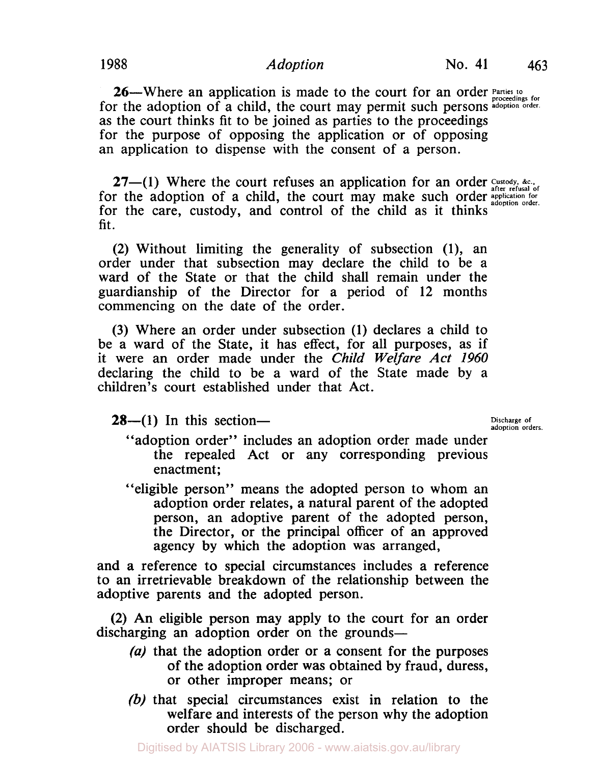**26**—Where an application is made to the court for an order for the adoption of a child, the court may permit such persons as the court thinks fit to be joined as parties to the proceedings for the purpose of opposing the application or of opposing an application to dispense with the consent of a person.

Parties to proceedings for adoption order.

**27**—(1) Where the court refuses an application for an order for the adoption of a child, the court may make such order for the care, custody, and control of the child as it thinks fit.

Custody, &c., after refusal of application for adoption order.

(2) Without limiting the generality of subsection (1), an order under that subsection may declare the child to be a ward of the State or that the child shall remain under the guardianship of the Director for a period of 12 months commencing on the date of the order.

(3) Where an order under subsection (1) declares a child to be a ward of the State, it has effect, for all purposes, as if it were an order made under the *Child Welfare Act 1960* declaring the child to be a ward of the State made by a children's court established under that Act.

**28**—(1) In this section—

Discharge of adoption orders.

"adoption order" includes an adoption order made under the repealed Act or any corresponding previous enactment;

"eligible person" means the adopted person to whom an adoption order relates, a natural parent of the adopted person, an adoptive parent of the adopted person, the Director, or the principal officer of an approved agency by which the adoption was arranged,

and a reference to special circumstances includes a reference to an irretrievable breakdown of the relationship between the adoptive parents and the adopted person.

(2) An eligible person may apply to the court for an order discharging an adoption order on the grounds—

*(a)* that the adoption order or a consent for the purposes of the adoption order was obtained by fraud, duress, or other improper means; or

*(b)* that special circumstances exist in relation to the welfare and interests of the person why the adoption order should be discharged.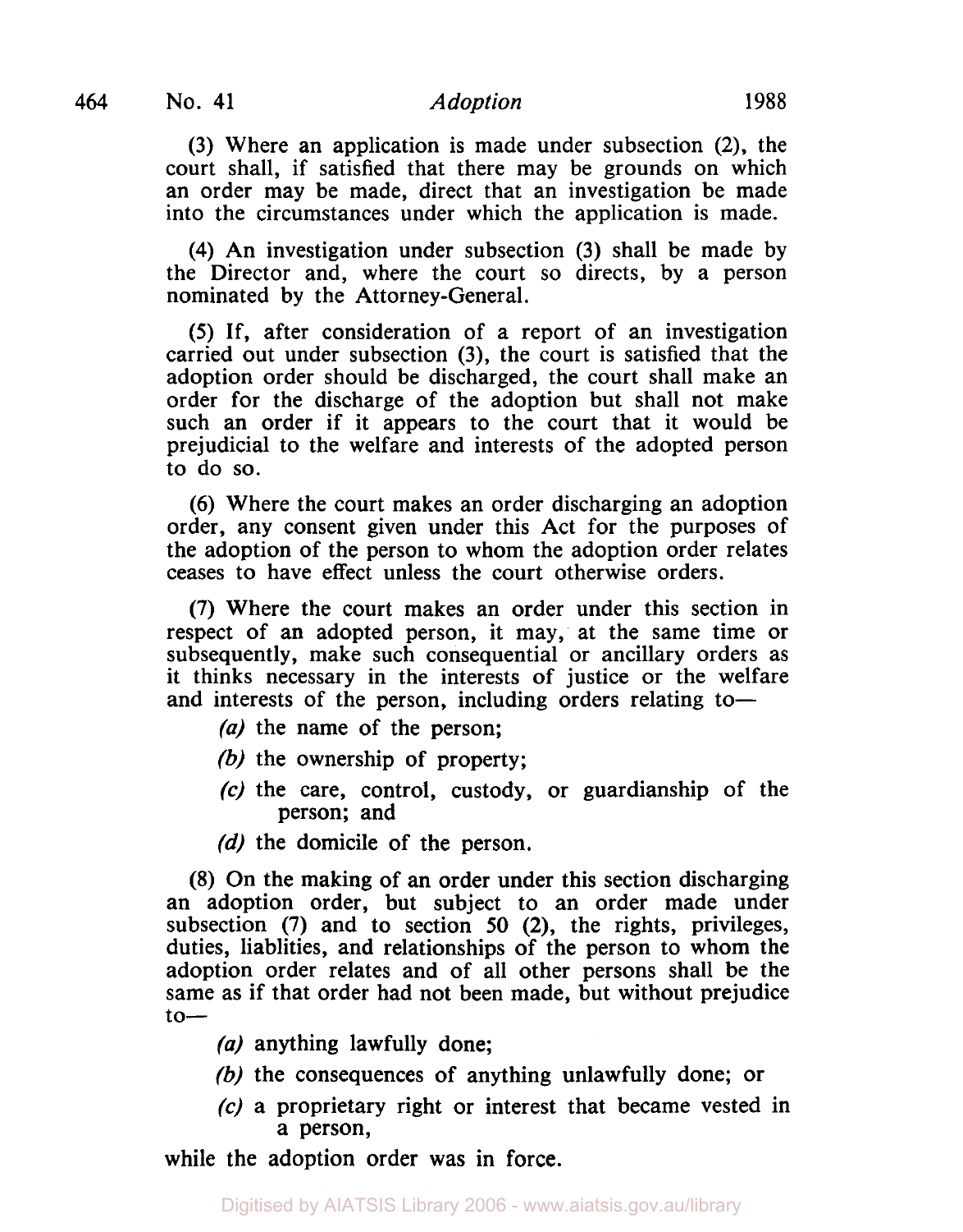(3) Where an application is made under subsection (2), the court shall, if satisfied that there may be grounds on which an order may be made, direct that an investigation be made into the circumstances under which the application is made.

(4) An investigation under subsection (3) shall be made by the Director and, where the court so directs, by a person nominated by the Attorney-General.

(5) If, after consideration of a report of an investigation carried out under subsection (3), the court is satisfied that the adoption order should be discharged, the court shall make an order for the discharge of the adoption but shall not make such an order if it appears to the court that it would be prejudicial to the welfare and interests of the adopted person to do so.

(6) Where the court makes an order discharging an adoption order, any consent given under this Act for the purposes of the adoption of the person to whom the adoption order relates ceases to have effect unless the court otherwise orders.

(7) Where the court makes an order under this section in respect of an adopted person, it may, at the same time or subsequently, make such consequential or ancillary orders as it thinks necessary in the interests of justice or the welfare and interests of the person, including orders relating to—

*(a)* the name of the person;

*(b)* the ownership of property;

*(c)* the care, control, custody, or guardianship of the person; and

*(d)* the domicile of the person.

(8) On the making of an order under this section discharging an adoption order, but subject to an order made under subsection (7) and to section 50 (2), the rights, privileges, duties, liablities, and relationships of the person to whom the adoption order relates and of all other persons shall be the same as if that order had not been made, but without prejudice to—

*(a)* anything lawfully done;

*(b)* the consequences of anything unlawfully done; or

*(c)* a proprietary right or interest that became vested in a person,

while the adoption order was in force.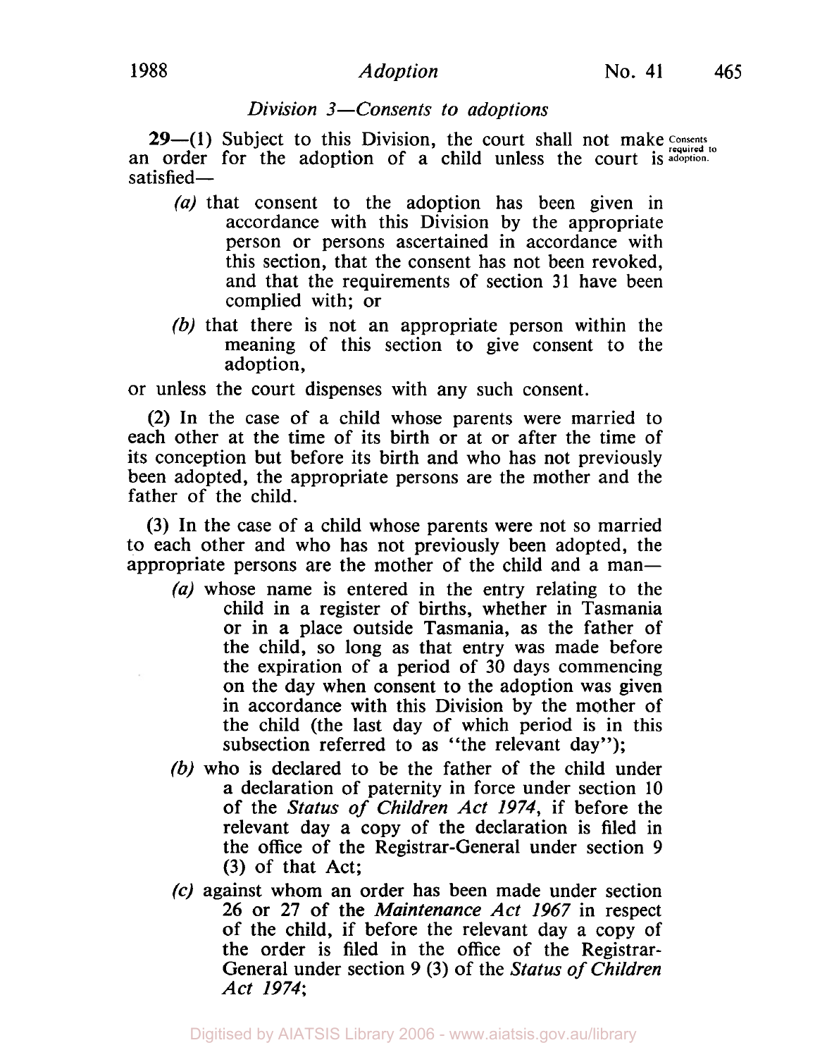### *Division 3—Consents to adoptions*

**29**—(1) Subject to this Division, the court shall not make an order for the adoption of a child unless the court is satisfied—

Consents required to adoption.

- *(a)* that consent to the adoption has been given in accordance with this Division by the appropriate person or persons ascertained in accordance with this section, that the consent has not been revoked, and that the requirements of section 31 have been complied with; or
- *(b)* that there is not an appropriate person within the meaning of this section to give consent to the adoption,

or unless the court dispenses with any such consent.

(2) In the case of a child whose parents were married to each other at the time of its birth or at or after the time of its conception but before its birth and who has not previously been adopted, the appropriate persons are the mother and the father of the child.

(3) In the case of a child whose parents were not so married to each other and who has not previously been adopted, the appropriate persons are the mother of the child and a man—

- *(a)* whose name is entered in the entry relating to the child in a register of births, whether in Tasmania or in a place outside Tasmania, as the father of the child, so long as that entry was made before the expiration of a period of 30 days commencing on the day when consent to the adoption was given in accordance with this Division by the mother of the child (the last day of which period is in this subsection referred to as "the relevant day");
- *(b)* who is declared to be the father of the child under a declaration of paternity in force under section 10 of the *Status of Children Act 1974*, if before the relevant day a copy of the declaration is filed in the office of the Registrar-General under section 9 (3) of that Act;
- *(c)* against whom an order has been made under section 26 or 27 of the *Maintenance Act 1967* in respect of the child, if before the relevant day a copy of the order is filed in the office of the Registrar-General under section 9 (3) of the *Status of Children Act 1974*;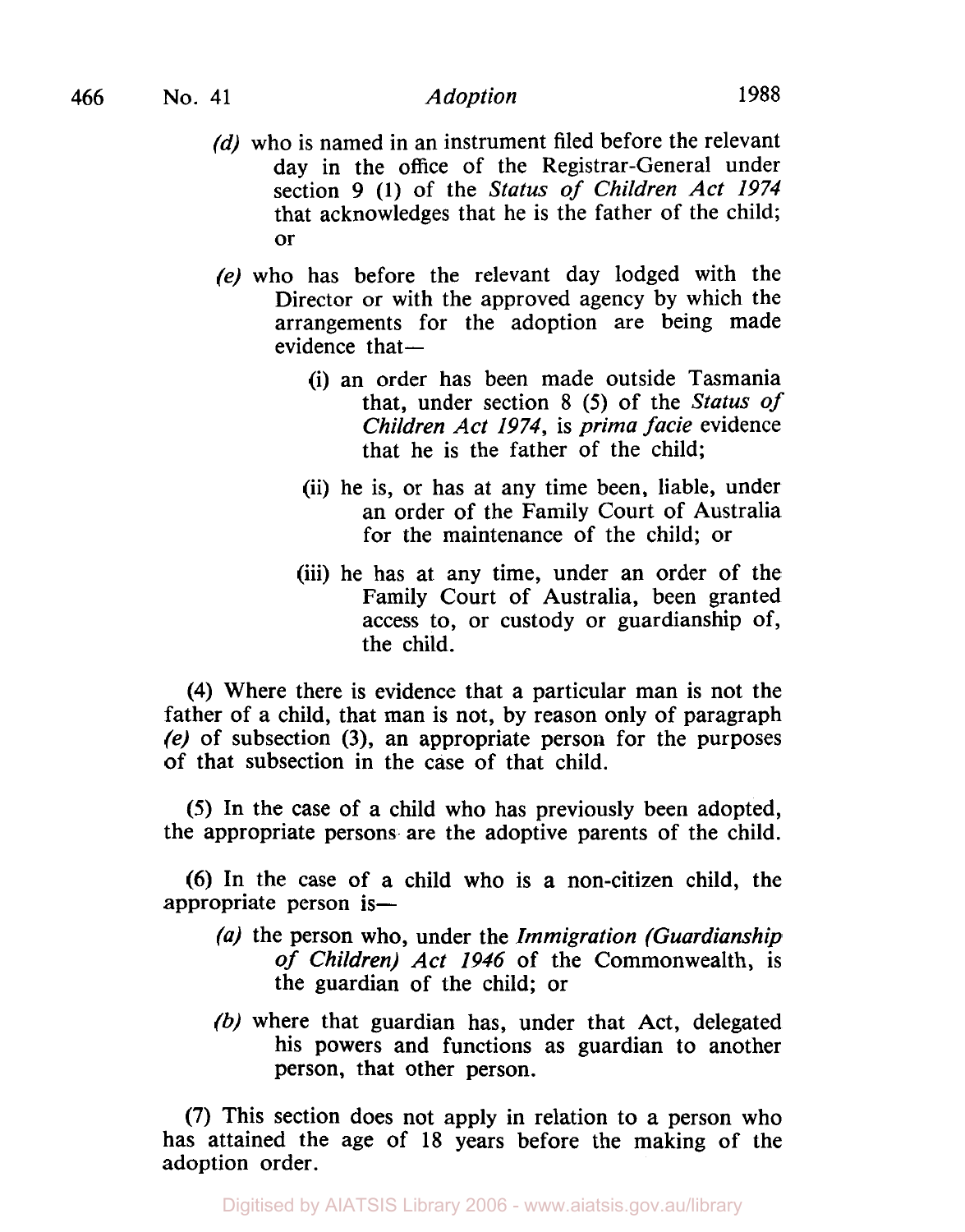*(d)* who is named in an instrument filed before the relevant day in the office of the Registrar-General under section 9 (1) of the *Status of Children Act 1974* that acknowledges that he is the father of the child; or

*(e)* who has before the relevant day lodged with the Director or with the approved agency by which the arrangements for the adoption are being made evidence that—

(i) an order has been made outside Tasmania that, under section 8 (5) of the *Status of Children Act 1974*, is *prima facie* evidence that he is the father of the child;

(ii) he is, or has at any time been, liable, under an order of the Family Court of Australia for the maintenance of the child; or

(iii) he has at any time, under an order of the Family Court of Australia, been granted access to, or custody or guardianship of, the child.

(4) Where there is evidence that a particular man is not the father of a child, that man is not, by reason only of paragraph *(e)* of subsection (3), an appropriate person for the purposes of that subsection in the case of that child.

(5) In the case of a child who has previously been adopted, the appropriate persons are the adoptive parents of the child.

(6) In the case of a child who is a non-citizen child, the appropriate person is—

*(a)* the person who, under the *Immigration (Guardianship of Children) Act 1946* of the Commonwealth, is the guardian of the child; or

*(b)* where that guardian has, under that Act, delegated his powers and functions as guardian to another person, that other person.

(7) This section does not apply in relation to a person who has attained the age of 18 years before the making of the adoption order.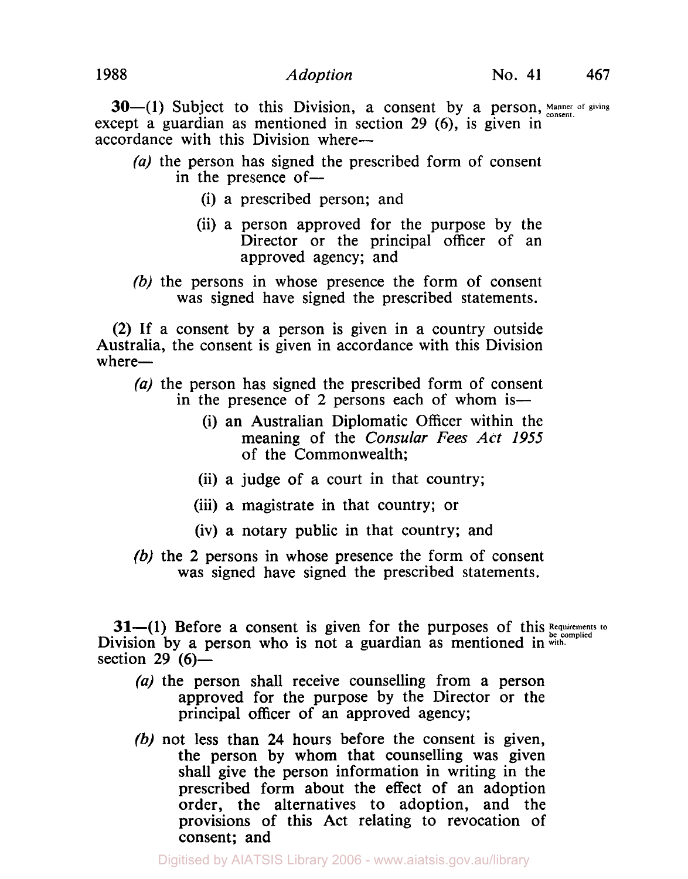**30**—(1) Subject to this Division, a consent by a person, except a guardian as mentioned in section 29 (6), is given in accordance with this Division where—

Manner of giving consent.

*(a)* the person has signed the prescribed form of consent in the presence of—

(i) a prescribed person; and

(ii) a person approved for the purpose by the Director or the principal officer of an approved agency; and

*(b)* the persons in whose presence the form of consent was signed have signed the prescribed statements.

(2) If a consent by a person is given in a country outside Australia, the consent is given in accordance with this Division where—

*(a)* the person has signed the prescribed form of consent in the presence of 2 persons each of whom is—

(i) an Australian Diplomatic Officer within the meaning of the *Consular Fees Act 1955* of the Commonwealth;

(ii) a judge of a court in that country;

(iii) a magistrate in that country; or

(iv) a notary public in that country; and

*(b)* the 2 persons in whose presence the form of consent was signed have signed the prescribed statements.

**31**—(1) Before a consent is given for the purposes of this Division by a person who is not a guardian as mentioned in section 29 (6)—

Requirements to be complied with.

*(a)* the person shall receive counselling from a person approved for the purpose by the Director or the principal officer of an approved agency;

*(b)* not less than 24 hours before the consent is given, the person by whom that counselling was given shall give the person information in writing in the prescribed form about the effect of an adoption order, the alternatives to adoption, and the provisions of this Act relating to revocation of consent; and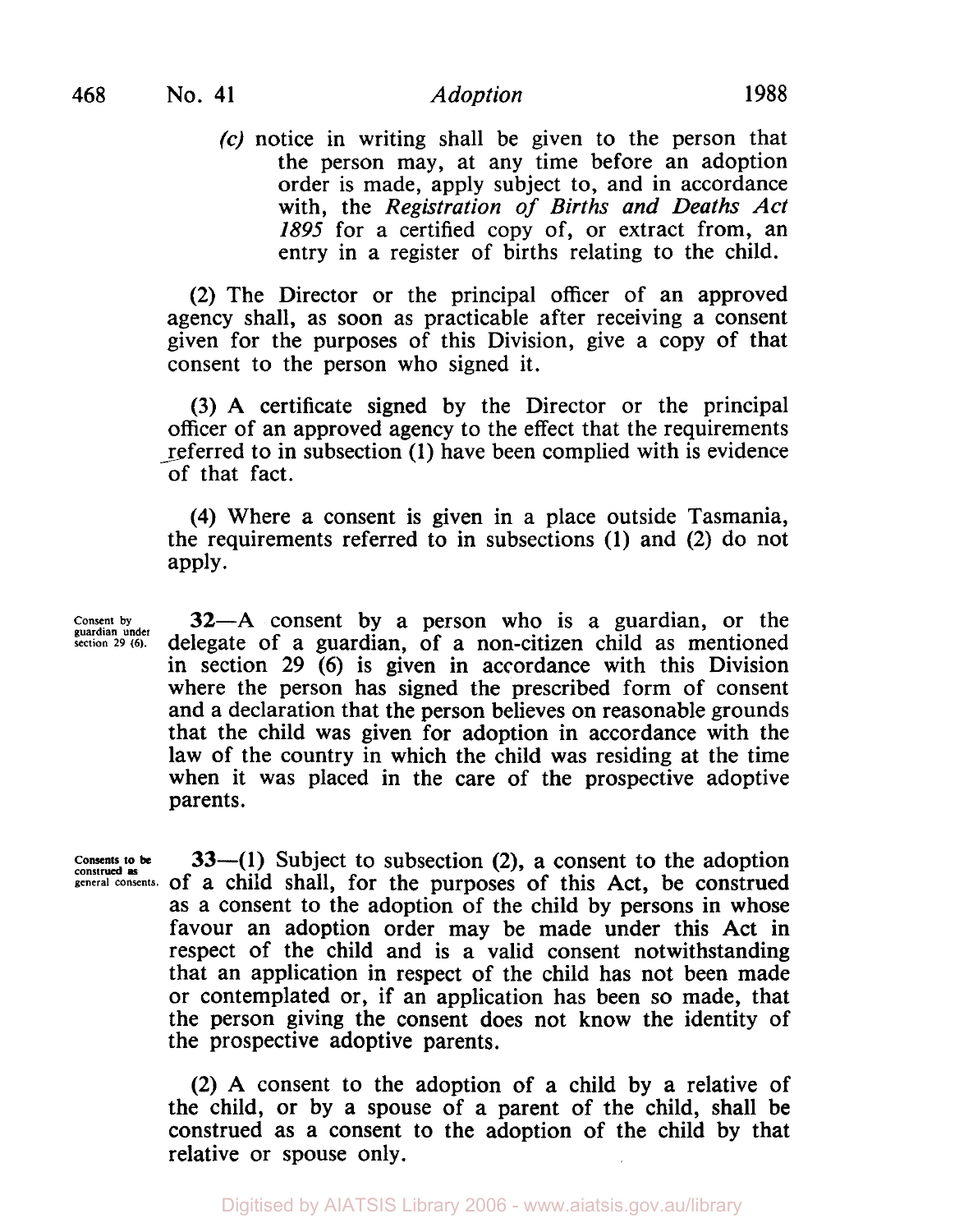*(c)* notice in writing shall be given to the person that the person may, at any time before an adoption order is made, apply subject to, and in accordance with, the *Registration of Births and Deaths Act 1895* for a certified copy of, or extract from, an entry in a register of births relating to the child.

(2) The Director or the principal officer of an approved agency shall, as soon as practicable after receiving a consent given for the purposes of this Division, give a copy of that consent to the person who signed it.

(3) A certificate signed by the Director or the principal officer of an approved agency to the effect that the requirements referred to in subsection (1) have been complied with is evidence of that fact.

(4) Where a consent is given in a place outside Tasmania, the requirements referred to in subsections (1) and (2) do not apply.

Consent by guardian under section 29 (6).

**32**—A consent by a person who is a guardian, or the delegate of a guardian, of a non-citizen child as mentioned in section 29 (6) is given in accordance with this Division where the person has signed the prescribed form of consent and a declaration that the person believes on reasonable grounds that the child was given for adoption in accordance with the law of the country in which the child was residing at the time when it was placed in the care of the prospective adoptive parents.

Consents to be construed as general consents.

**33**—(1) Subject to subsection (2), a consent to the adoption of a child shall, for the purposes of this Act, be construed as a consent to the adoption of the child by persons in whose favour an adoption order may be made under this Act in respect of the child and is a valid consent notwithstanding that an application in respect of the child has not been made or contemplated or, if an application has been so made, that the person giving the consent does not know the identity of the prospective adoptive parents.

(2) A consent to the adoption of a child by a relative of the child, or by a spouse of a parent of the child, shall be construed as a consent to the adoption of the child by that relative or spouse only.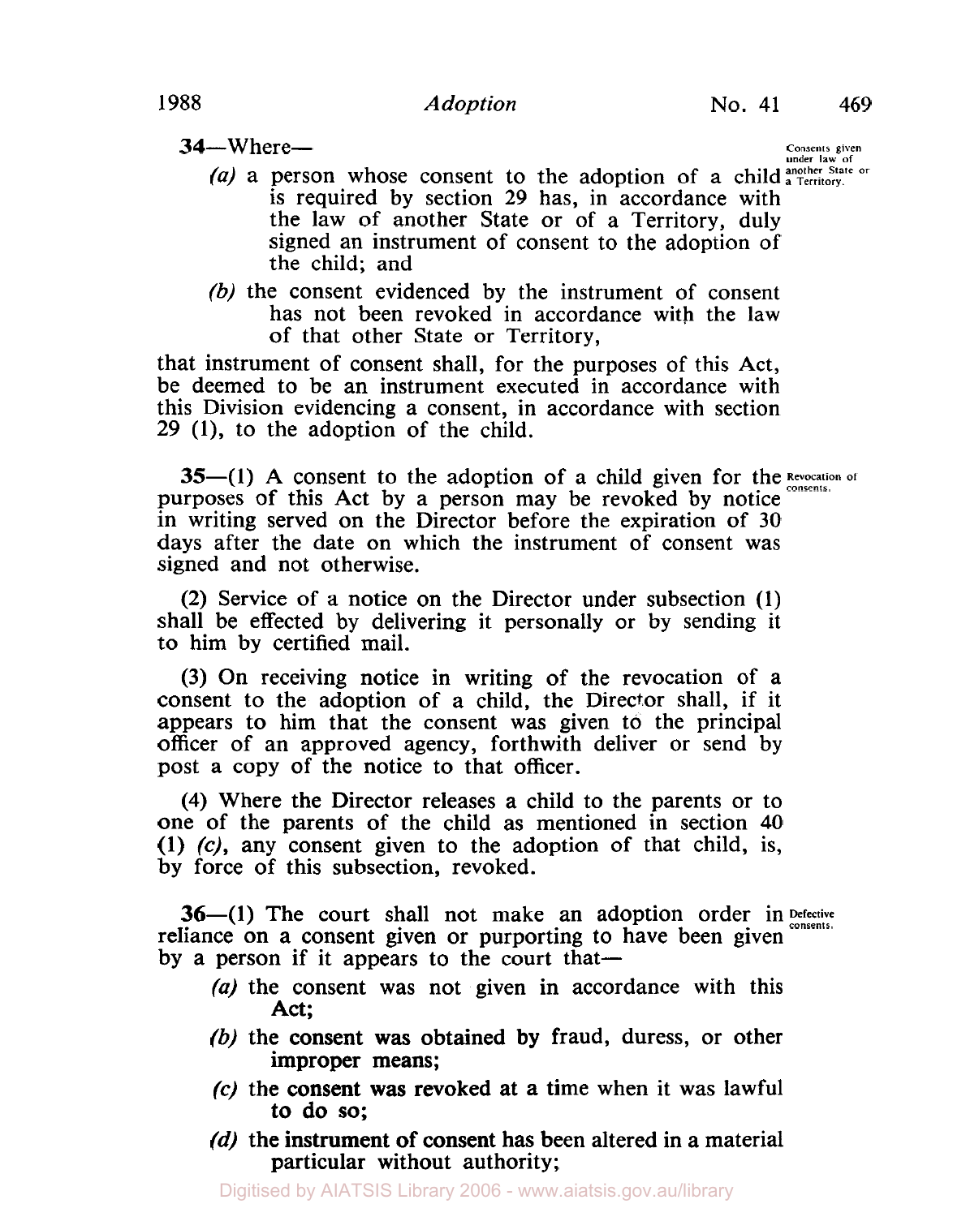**34**—Where—

*Consents given under law of another State or a Territory.*

*(a)* a person whose consent to the adoption of a child is required by section 29 has, in accordance with the law of another State or of a Territory, duly signed an instrument of consent to the adoption of the child; and

*(b)* the consent evidenced by the instrument of consent has not been revoked in accordance with the law of that other State or Territory,

that instrument of consent shall, for the purposes of this Act, be deemed to be an instrument executed in accordance with this Division evidencing a consent, in accordance with section 29 (1), to the adoption of the child.

**35**—(1) A consent to the adoption of a child given for the purposes of this Act by a person may be revoked by notice in writing served on the Director before the expiration of 30 days after the date on which the instrument of consent was signed and not otherwise.

*Revocation of consents.*

(2) Service of a notice on the Director under subsection (1) shall be effected by delivering it personally or by sending it to him by certified mail.

(3) On receiving notice in writing of the revocation of a consent to the adoption of a child, the Director shall, if it appears to him that the consent was given to the principal officer of an approved agency, forthwith deliver or send by post a copy of the notice to that officer.

(4) Where the Director releases a child to the parents or to one of the parents of the child as mentioned in section 40 (1) *(c)*, any consent given to the adoption of that child, is, by force of this subsection, revoked.

**36**—(1) The court shall not make an adoption order in reliance on a consent given or purporting to have been given by a person if it appears to the court that—

*Defective consents.*

*(a)* the consent was not given in accordance with this Act;

*(b)* the consent was obtained by fraud, duress, or other improper means;

*(c)* the consent was revoked at a time when it was lawful to do so;

*(d)* the instrument of consent has been altered in a material particular without authority;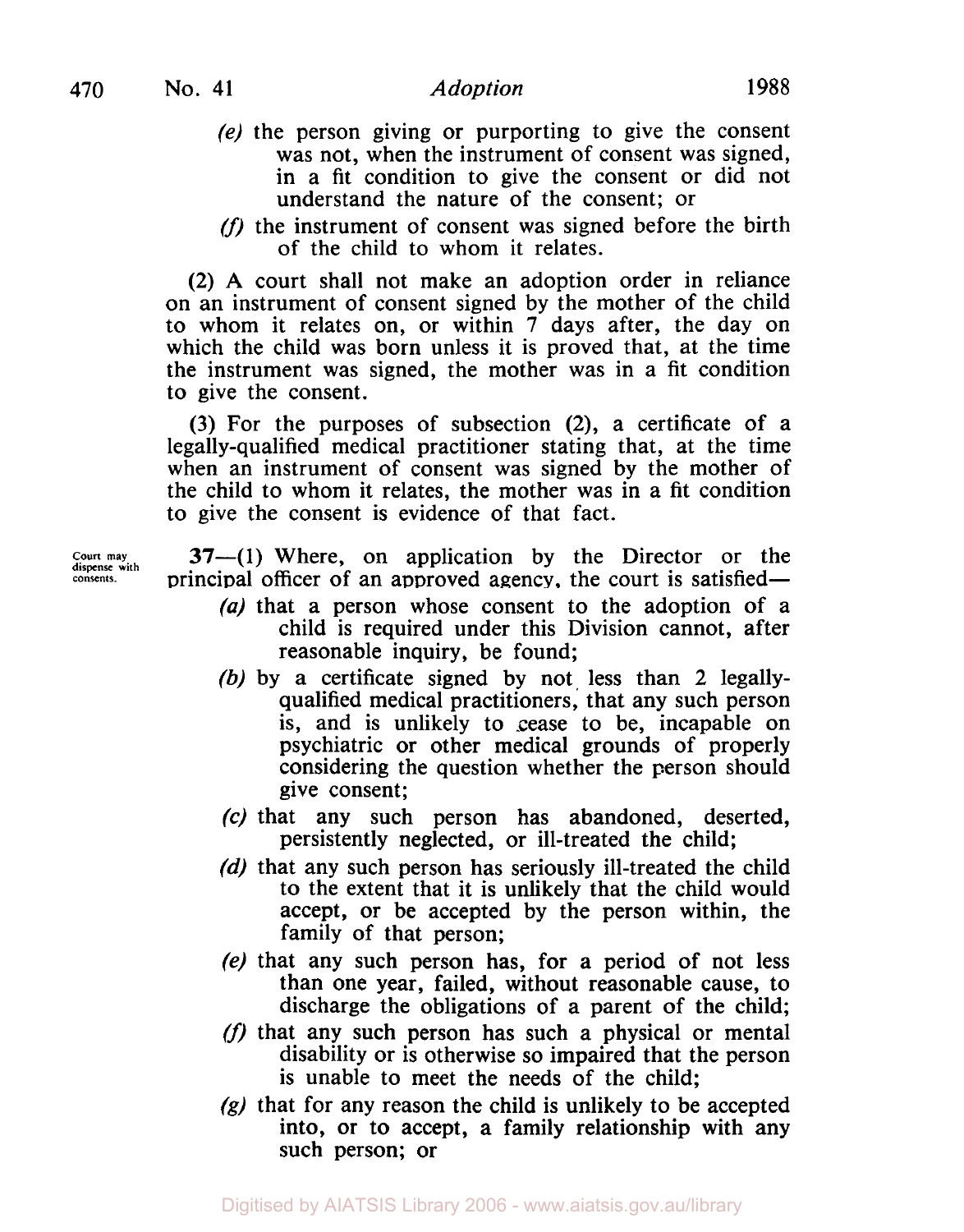*(e)* the person giving or purporting to give the consent was not, when the instrument of consent was signed, in a fit condition to give the consent or did not understand the nature of the consent; or

*(f)* the instrument of consent was signed before the birth of the child to whom it relates.

(2) A court shall not make an adoption order in reliance on an instrument of consent signed by the mother of the child to whom it relates on, or within 7 days after, the day on which the child was born unless it is proved that, at the time the instrument was signed, the mother was in a fit condition to give the consent.

(3) For the purposes of subsection (2), a certificate of a legally-qualified medical practitioner stating that, at the time when an instrument of consent was signed by the mother of the child to whom it relates, the mother was in a fit condition to give the consent is evidence of that fact.

Court may dispense with consents.

**37**—(1) Where, on application by the Director or the principal officer of an approved agency, the court is satisfied—

*(a)* that a person whose consent to the adoption of a child is required under this Division cannot, after reasonable inquiry, be found;

*(b)* by a certificate signed by not less than 2 legally-qualified medical practitioners, that any such person is, and is unlikely to cease to be, incapable on psychiatric or other medical grounds of properly considering the question whether the person should give consent;

*(c)* that any such person has abandoned, deserted, persistently neglected, or ill-treated the child;

*(d)* that any such person has seriously ill-treated the child to the extent that it is unlikely that the child would accept, or be accepted by the person within, the family of that person;

*(e)* that any such person has, for a period of not less than one year, failed, without reasonable cause, to discharge the obligations of a parent of the child;

*(f)* that any such person has such a physical or mental disability or is otherwise so impaired that the person is unable to meet the needs of the child;

*(g)* that for any reason the child is unlikely to be accepted into, or to accept, a family relationship with any such person; or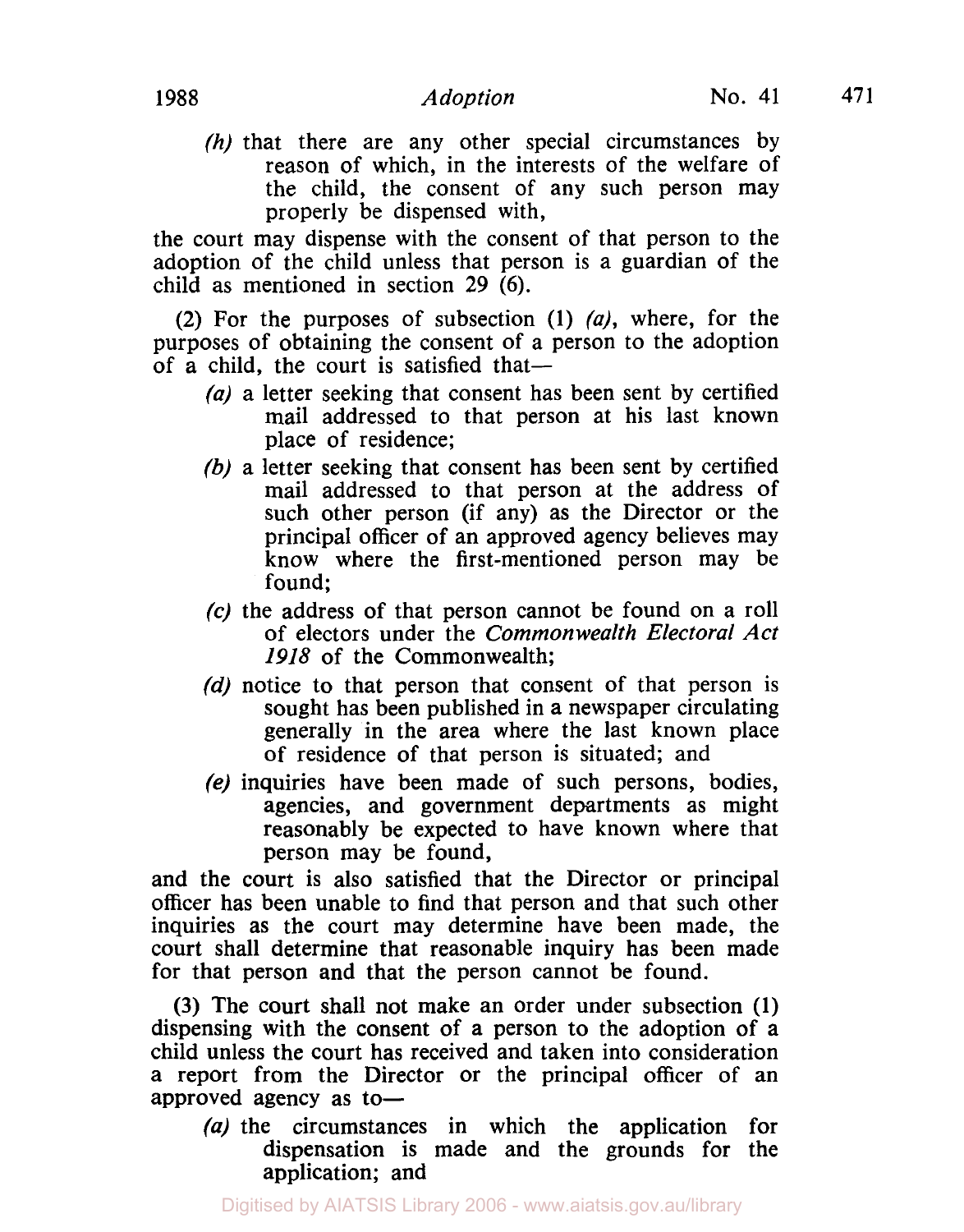(*h*) that there are any other special circumstances by reason of which, in the interests of the welfare of the child, the consent of any such person may properly be dispensed with,

the court may dispense with the consent of that person to the adoption of the child unless that person is a guardian of the child as mentioned in section 29 (6).

(2) For the purposes of subsection (1) *(a)*, where, for the purposes of obtaining the consent of a person to the adoption of a child, the court is satisfied that—

- (*a*) a letter seeking that consent has been sent by certified mail addressed to that person at his last known place of residence;
- (*b*) a letter seeking that consent has been sent by certified mail addressed to that person at the address of such other person (if any) as the Director or the principal officer of an approved agency believes may know where the first-mentioned person may be found;
- (*c*) the address of that person cannot be found on a roll of electors under the *Commonwealth Electoral Act 1918* of the Commonwealth;
- (*d*) notice to that person that consent of that person is sought has been published in a newspaper circulating generally in the area where the last known place of residence of that person is situated; and
- (*e*) inquiries have been made of such persons, bodies, agencies, and government departments as might reasonably be expected to have known where that person may be found,

and the court is also satisfied that the Director or principal officer has been unable to find that person and that such other inquiries as the court may determine have been made, the court shall determine that reasonable inquiry has been made for that person and that the person cannot be found.

(3) The court shall not make an order under subsection (1) dispensing with the consent of a person to the adoption of a child unless the court has received and taken into consideration a report from the Director or the principal officer of an approved agency as to—

- (*a*) the circumstances in which the application for dispensation is made and the grounds for the application; and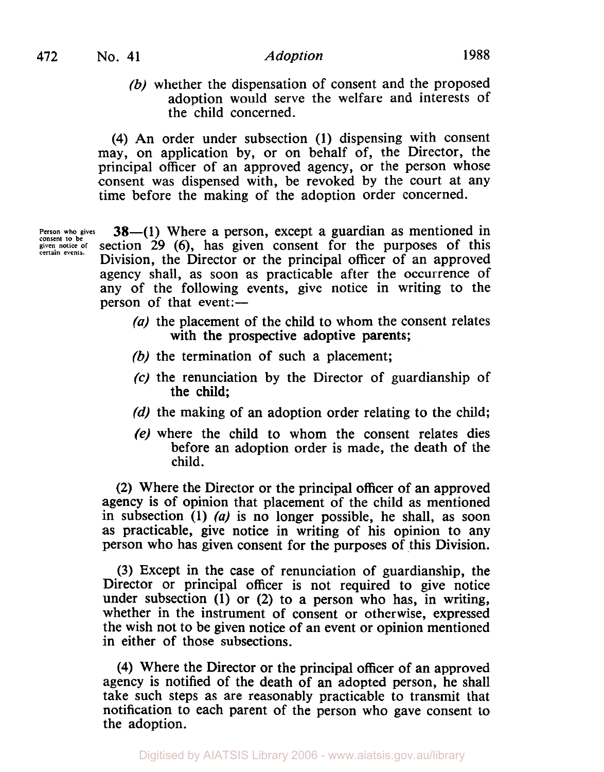(b) whether the dispensation of consent and the proposed adoption would serve the welfare and interests of the child concerned.

(4) An order under subsection (1) dispensing with consent may, on application by, or on behalf of, the Director, the principal officer of an approved agency, or the person whose consent was dispensed with, be revoked by the court at any time before the making of the adoption order concerned.

Person who gives consent to be given notice of certain events.

**38**—(1) Where a person, except a guardian as mentioned in section 29 (6), has given consent for the purposes of this Division, the Director or the principal officer of an approved agency shall, as soon as practicable after the occurrence of any of the following events, give notice in writing to the person of that event:—

*(a)* the placement of the child to whom the consent relates with the prospective adoptive parents;

*(b)* the termination of such a placement;

*(c)* the renunciation by the Director of guardianship of the child;

*(d)* the making of an adoption order relating to the child;

*(e)* where the child to whom the consent relates dies before an adoption order is made, the death of the child.

(2) Where the Director or the principal officer of an approved agency is of opinion that placement of the child as mentioned in subsection (1) *(a)* is no longer possible, he shall, as soon as practicable, give notice in writing of his opinion to any person who has given consent for the purposes of this Division.

(3) Except in the case of renunciation of guardianship, the Director or principal officer is not required to give notice under subsection (1) or (2) to a person who has, in writing, whether in the instrument of consent or otherwise, expressed the wish not to be given notice of an event or opinion mentioned in either of those subsections.

(4) Where the Director or the principal officer of an approved agency is notified of the death of an adopted person, he shall take such steps as are reasonably practicable to transmit that notification to each parent of the person who gave consent to the adoption.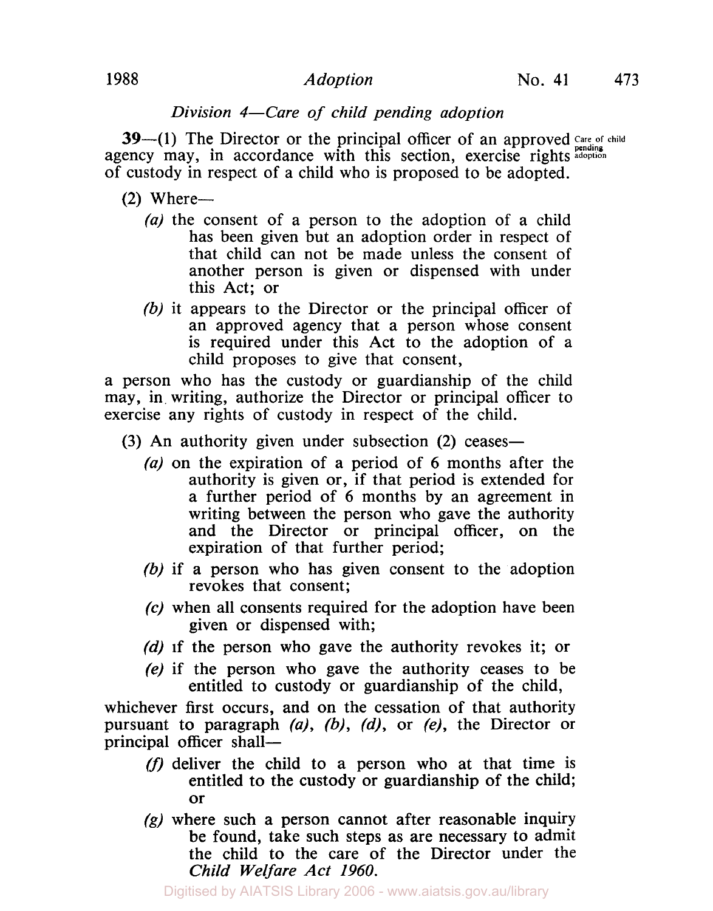*Division 4—Care of child pending adoption*

**39**—(1) The Director or the principal officer of an approved agency may, in accordance with this section, exercise rights of custody in respect of a child who is proposed to be adopted.

Care of child pending adoption

(2) Where—

*(a)* the consent of a person to the adoption of a child has been given but an adoption order in respect of that child can not be made unless the consent of another person is given or dispensed with under this Act; or

*(b)* it appears to the Director or the principal officer of an approved agency that a person whose consent is required under this Act to the adoption of a child proposes to give that consent,

a person who has the custody or guardianship of the child may, in writing, authorize the Director or principal officer to exercise any rights of custody in respect of the child.

(3) An authority given under subsection (2) ceases—

*(a)* on the expiration of a period of 6 months after the authority is given or, if that period is extended for a further period of 6 months by an agreement in writing between the person who gave the authority and the Director or principal officer, on the expiration of that further period;

*(b)* if a person who has given consent to the adoption revokes that consent;

*(c)* when all consents required for the adoption have been given or dispensed with;

*(d)* if the person who gave the authority revokes it; or

*(e)* if the person who gave the authority ceases to be entitled to custody or guardianship of the child,

whichever first occurs, and on the cessation of that authority pursuant to paragraph *(a)*, *(b)*, *(d)*, or *(e)*, the Director or principal officer shall—

*(f)* deliver the child to a person who at that time is entitled to the custody or guardianship of the child; or

*(g)* where such a person cannot after reasonable inquiry be found, take such steps as are necessary to admit the child to the care of the Director under the *Child Welfare Act 1960*.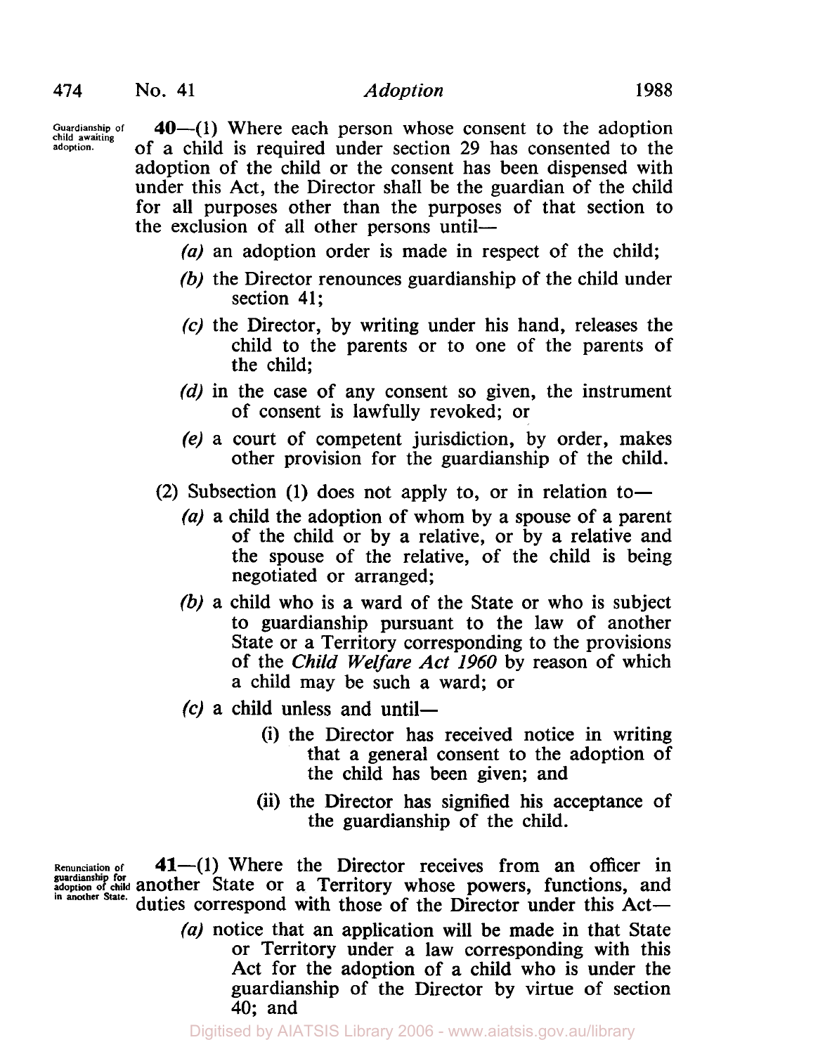**Guardianship of child awaiting adoption.**

**40**—(1) Where each person whose consent to the adoption of a child is required under section 29 has consented to the adoption of the child or the consent has been dispensed with under this Act, the Director shall be the guardian of the child for all purposes other than the purposes of that section to the exclusion of all other persons until—

*(a)* an adoption order is made in respect of the child;

*(b)* the Director renounces guardianship of the child under section 41;

*(c)* the Director, by writing under his hand, releases the child to the parents or to one of the parents of the child;

*(d)* in the case of any consent so given, the instrument of consent is lawfully revoked; or

*(e)* a court of competent jurisdiction, by order, makes other provision for the guardianship of the child.

(2) Subsection (1) does not apply to, or in relation to—

*(a)* a child the adoption of whom by a spouse of a parent of the child or by a relative, or by a relative and the spouse of the relative, of the child is being negotiated or arranged;

*(b)* a child who is a ward of the State or who is subject to guardianship pursuant to the law of another State or a Territory corresponding to the provisions of the *Child Welfare Act 1960* by reason of which a child may be such a ward; or

*(c)* a child unless and until—

(i) the Director has received notice in writing that a general consent to the adoption of the child has been given; and

(ii) the Director has signified his acceptance of the guardianship of the child.

**Renunciation of guardianship for adoption of child in another State.**

**41**—(1) Where the Director receives from an officer in another State or a Territory whose powers, functions, and duties correspond with those of the Director under this Act—

*(a)* notice that an application will be made in that State or Territory under a law corresponding with this Act for the adoption of a child who is under the guardianship of the Director by virtue of section 40; and